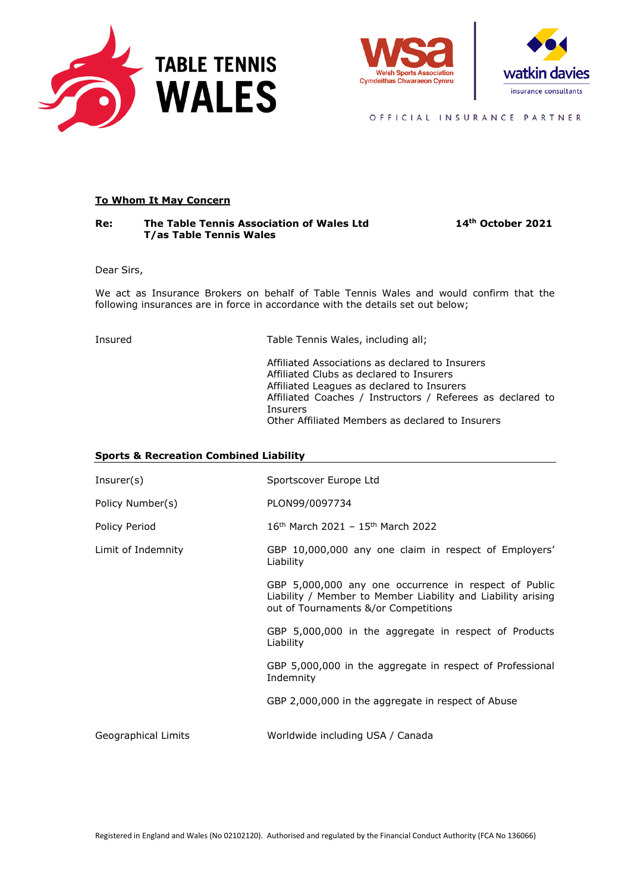TABLE TENNIS WALES

WSA Welsh Sports Association Cymdeithas Chwaraeon Cymru | watkin davies insurance consultants

OFFICIAL INSURANCE PARTNER

**To Whom It May Concern**

**Re: The Table Tennis Association of Wales Ltd T/as Table Tennis Wales** **14th October 2021**

Dear Sirs,

We act as Insurance Brokers on behalf of Table Tennis Wales and would confirm that the following insurances are in force in accordance with the details set out below;

| | |
|---|---|
| Insured | Table Tennis Wales, including all;<br><br>Affiliated Associations as declared to Insurers<br>Affiliated Clubs as declared to Insurers<br>Affiliated Leagues as declared to Insurers<br>Affiliated Coaches / Instructors / Referees as declared to Insurers<br>Other Affiliated Members as declared to Insurers |

## Sports & Recreation Combined Liability

| | |
|---|---|
| Insurer(s) | Sportscover Europe Ltd |
| Policy Number(s) | PLON99/0097734 |
| Policy Period | 16th March 2021 – 15th March 2022 |
| Limit of Indemnity | GBP 10,000,000 any one claim in respect of Employers' Liability<br><br>GBP 5,000,000 any one occurrence in respect of Public Liability / Member to Member Liability and Liability arising out of Tournaments &/or Competitions<br><br>GBP 5,000,000 in the aggregate in respect of Products Liability<br><br>GBP 5,000,000 in the aggregate in respect of Professional Indemnity<br><br>GBP 2,000,000 in the aggregate in respect of Abuse |
| Geographical Limits | Worldwide including USA / Canada |

Registered in England and Wales (No 02102120). Authorised and regulated by the Financial Conduct Authority (FCA No 136066)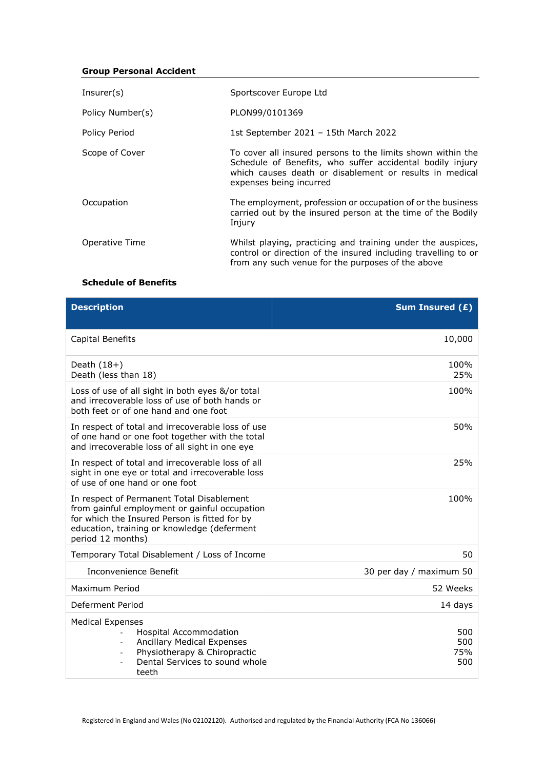### Group Personal Accident

| | |
|---|---|
| Insurer(s) | Sportscover Europe Ltd |
| Policy Number(s) | PLON99/0101369 |
| Policy Period | 1st September 2021 – 15th March 2022 |
| Scope of Cover | To cover all insured persons to the limits shown within the Schedule of Benefits, who suffer accidental bodily injury which causes death or disablement or results in medical expenses being incurred |
| Occupation | The employment, profession or occupation of or the business carried out by the insured person at the time of the Bodily Injury |
| Operative Time | Whilst playing, practicing and training under the auspices, control or direction of the insured including travelling to or from any such venue for the purposes of the above |

**Schedule of Benefits**

| Description | Sum Insured (£) |
|---|---|
| Capital Benefits | 10,000 |
| Death (18+)<br>Death (less than 18) | 100%<br>25% |
| Loss of use of all sight in both eyes &/or total and irrecoverable loss of use of both hands or both feet or of one hand and one foot | 100% |
| In respect of total and irrecoverable loss of use of one hand or one foot together with the total and irrecoverable loss of all sight in one eye | 50% |
| In respect of total and irrecoverable loss of all sight in one eye or total and irrecoverable loss of use of one hand or one foot | 25% |
| In respect of Permanent Total Disablement from gainful employment or gainful occupation for which the Insured Person is fitted for by education, training or knowledge (deferment period 12 months) | 100% |
| Temporary Total Disablement / Loss of Income | 50 |
| Inconvenience Benefit | 30 per day / maximum 50 |
| Maximum Period | 52 Weeks |
| Deferment Period | 14 days |
| Medical Expenses<br>- Hospital Accommodation<br>- Ancillary Medical Expenses<br>- Physiotherapy & Chiropractic<br>- Dental Services to sound whole teeth | <br>500<br>500<br>75%<br>500 |

Registered in England and Wales (No 02102120). Authorised and regulated by the Financial Authority (FCA No 136066)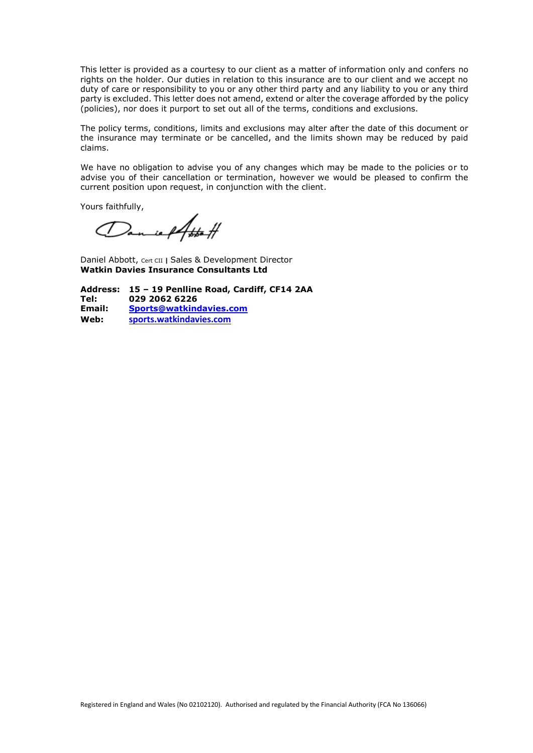This letter is provided as a courtesy to our client as a matter of information only and confers no rights on the holder. Our duties in relation to this insurance are to our client and we accept no duty of care or responsibility to you or any other third party and any liability to you or any third party is excluded. This letter does not amend, extend or alter the coverage afforded by the policy (policies), nor does it purport to set out all of the terms, conditions and exclusions.

The policy terms, conditions, limits and exclusions may alter after the date of this document or the insurance may terminate or be cancelled, and the limits shown may be reduced by paid claims.

We have no obligation to advise you of any changes which may be made to the policies or to advise you of their cancellation or termination, however we would be pleased to confirm the current position upon request, in conjunction with the client.

Yours faithfully,

Daniel Abbott, Cert CII | Sales & Development Director
**Watkin Davies Insurance Consultants Ltd**

**Address:** **15 – 19 Penlline Road, Cardiff, CF14 2AA**
**Tel:** **029 2062 6226**
**Email:** **Sports@watkindavies.com**
**Web:** **sports.watkindavies.com**

Registered in England and Wales (No 02102120). Authorised and regulated by the Financial Authority (FCA No 136066)